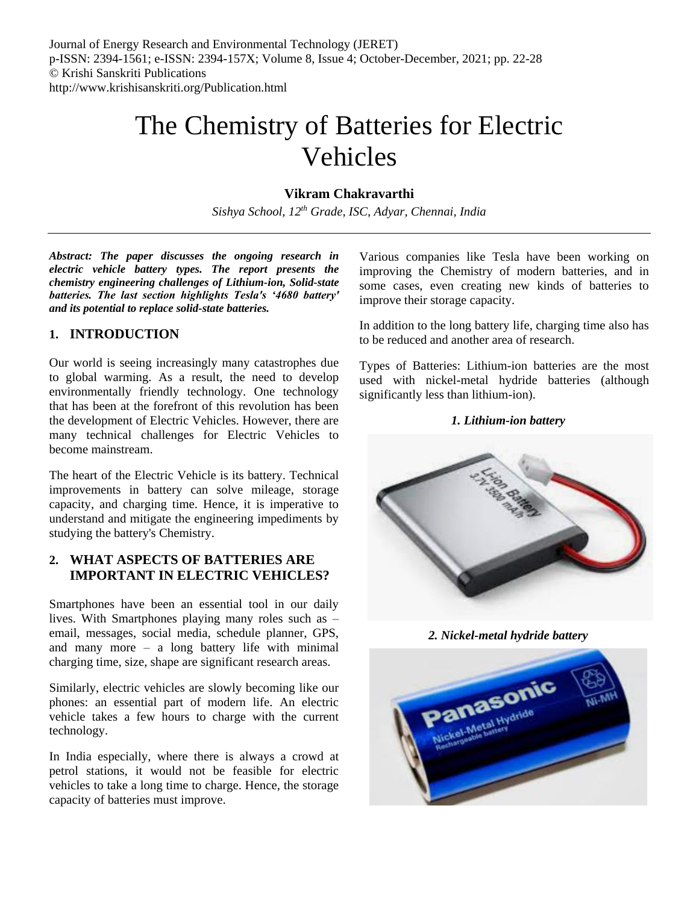# The Chemistry of Batteries for Electric Vehicles

**Vikram Chakravarthi**

*Sishya School, 12th Grade, ISC, Adyar, Chennai, India*

***Abstract: The paper discusses the ongoing research in electric vehicle battery types. The report presents the chemistry engineering challenges of Lithium-ion, Solid-state batteries. The last section highlights Tesla's '4680 battery' and its potential to replace solid-state batteries.***

## 1. INTRODUCTION

Our world is seeing increasingly many catastrophes due to global warming. As a result, the need to develop environmentally friendly technology. One technology that has been at the forefront of this revolution has been the development of Electric Vehicles. However, there are many technical challenges for Electric Vehicles to become mainstream.

The heart of the Electric Vehicle is its battery. Technical improvements in battery can solve mileage, storage capacity, and charging time. Hence, it is imperative to understand and mitigate the engineering impediments by studying the battery's Chemistry.

## 2. WHAT ASPECTS OF BATTERIES ARE IMPORTANT IN ELECTRIC VEHICLES?

Smartphones have been an essential tool in our daily lives. With Smartphones playing many roles such as – email, messages, social media, schedule planner, GPS, and many more – a long battery life with minimal charging time, size, shape are significant research areas.

Similarly, electric vehicles are slowly becoming like our phones: an essential part of modern life. An electric vehicle takes a few hours to charge with the current technology.

In India especially, where there is always a crowd at petrol stations, it would not be feasible for electric vehicles to take a long time to charge. Hence, the storage capacity of batteries must improve.

Various companies like Tesla have been working on improving the Chemistry of modern batteries, and in some cases, even creating new kinds of batteries to improve their storage capacity.

In addition to the long battery life, charging time also has to be reduced and another area of research.

Types of Batteries: Lithium-ion batteries are the most used with nickel-metal hydride batteries (although significantly less than lithium-ion).

***1. Lithium-ion battery***

***2. Nickel-metal hydride battery***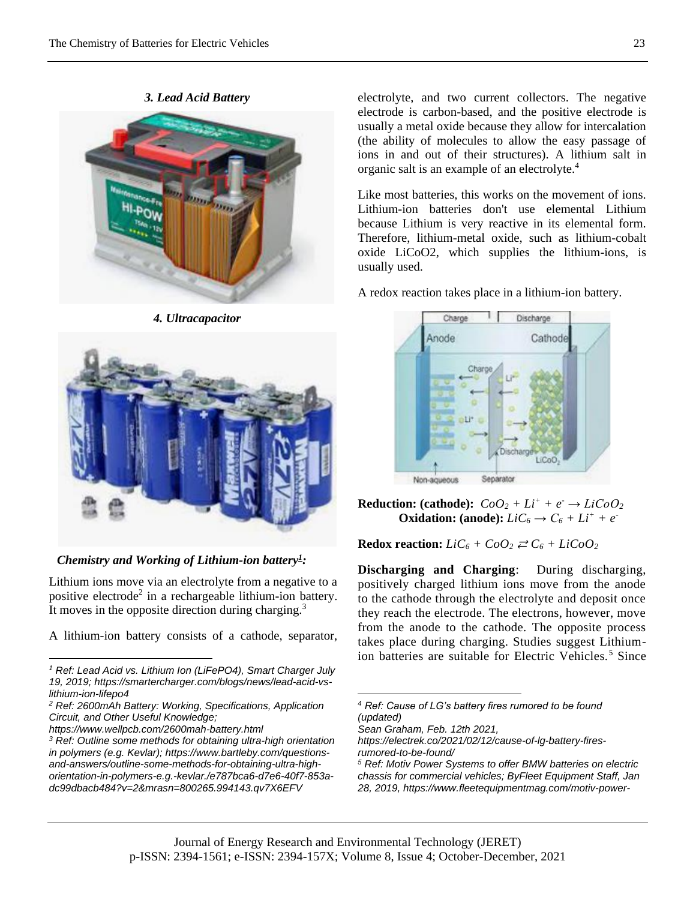### 3. Lead Acid Battery

### 4. Ultracapacitor

### Chemistry and Working of Lithium-ion battery[1]:

Lithium ions move via an electrolyte from a negative to a positive electrode[2] in a rechargeable lithium-ion battery. It moves in the opposite direction during charging.[3]

A lithium-ion battery consists of a cathode, separator, electrolyte, and two current collectors. The negative electrode is carbon-based, and the positive electrode is usually a metal oxide because they allow for intercalation (the ability of molecules to allow the easy passage of ions in and out of their structures). A lithium salt in organic salt is an example of an electrolyte.[4]

Like most batteries, this works on the movement of ions. Lithium-ion batteries don't use elemental Lithium because Lithium is very reactive in its elemental form. Therefore, lithium-metal oxide, such as lithium-cobalt oxide LiCoO2, which supplies the lithium-ions, is usually used.

A redox reaction takes place in a lithium-ion battery.

**Reduction: (cathode):** $CoO_2 + Li^+ + e^- \rightarrow LiCoO_2$

**Oxidation: (anode):** $LiC_6 \rightarrow C_6 + Li^+ + e^-$

**Redox reaction:** $LiC_6 + CoO_2 \rightleftarrows C_6 + LiCoO_2$

**Discharging and Charging**: During discharging, positively charged lithium ions move from the anode to the cathode through the electrolyte and deposit once they reach the electrode. The electrons, however, move from the anode to the cathode. The opposite process takes place during charging. Studies suggest Lithium-ion batteries are suitable for Electric Vehicles.[5] Since

---

[1] Ref: Lead Acid vs. Lithium Ion (LiFePO4), Smart Charger July 19, 2019; https://smartercharger.com/blogs/news/lead-acid-vs-lithium-ion-lifepo4

[2] Ref: 2600mAh Battery: Working, Specifications, Application Circuit, and Other Useful Knowledge; https://www.wellpcb.com/2600mah-battery.html

[3] Ref: Outline some methods for obtaining ultra-high orientation in polymers (e.g. Kevlar); https://www.bartleby.com/questions-and-answers/outline-some-methods-for-obtaining-ultra-high-orientation-in-polymers-e.g.-kevlar./e787bca6-d7e6-40f7-853a-dc99dbacb484?v=2&mrasn=800265.994143.qv7X6EFV

[4] Ref: Cause of LG's battery fires rumored to be found (updated) Sean Graham, Feb. 12th 2021, https://electrek.co/2021/02/12/cause-of-lg-battery-fires-rumored-to-be-found/

[5] Ref: Motiv Power Systems to offer BMW batteries on electric chassis for commercial vehicles; ByFleet Equipment Staff, Jan 28, 2019, https://www.fleetequipmentmag.com/motiv-power-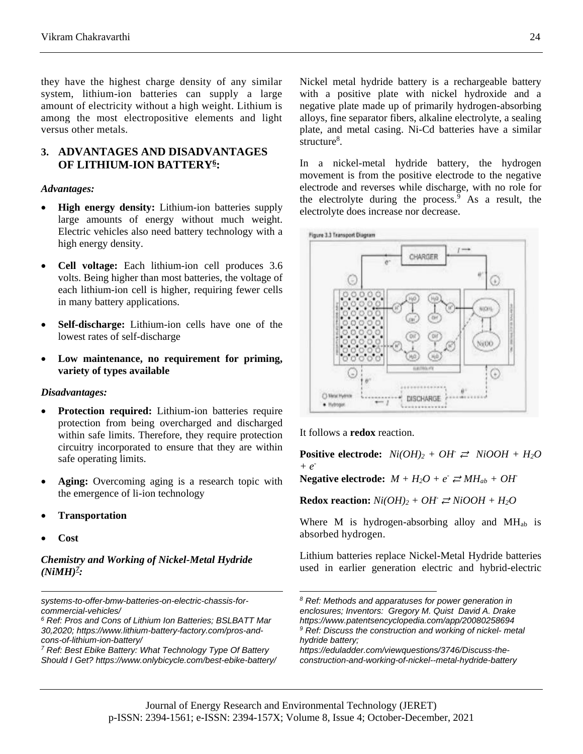they have the highest charge density of any similar system, lithium-ion batteries can supply a large amount of electricity without a high weight. Lithium is among the most electropositive elements and light versus other metals.

## 3. ADVANTAGES AND DISADVANTAGES OF LITHIUM-ION BATTERY[6]:

***Advantages:***

- **High energy density:** Lithium-ion batteries supply large amounts of energy without much weight. Electric vehicles also need battery technology with a high energy density.
- **Cell voltage:** Each lithium-ion cell produces 3.6 volts. Being higher than most batteries, the voltage of each lithium-ion cell is higher, requiring fewer cells in many battery applications.
- **Self-discharge:** Lithium-ion cells have one of the lowest rates of self-discharge
- **Low maintenance, no requirement for priming, variety of types available**

***Disadvantages:***

- **Protection required:** Lithium-ion batteries require protection from being overcharged and discharged within safe limits. Therefore, they require protection circuitry incorporated to ensure that they are within safe operating limits.
- **Aging:** Overcoming aging is a research topic with the emergence of li-ion technology
- **Transportation**
- **Cost**

***Chemistry and Working of Nickel-Metal Hydride (NiMH)[7]:***

Nickel metal hydride battery is a rechargeable battery with a positive plate with nickel hydroxide and a negative plate made up of primarily hydrogen-absorbing alloys, fine separator fibers, alkaline electrolyte, a sealing plate, and metal casing. Ni-Cd batteries have a similar structure[8].

In a nickel-metal hydride battery, the hydrogen movement is from the positive electrode to the negative electrode and reverses while discharge, with no role for the electrolyte during the process.[9] As a result, the electrolyte does increase nor decrease.

Figure 3.3 Transport Diagram

It follows a **redox** reaction.

**Positive electrode:** $Ni(OH)_2 + OH^- \rightleftarrows NiOOH + H_2O + e^-$

**Negative electrode:** $M + H_2O + e^- \rightleftarrows MH_{ab} + OH^-$

**Redox reaction:** $Ni(OH)_2 + OH^- \rightleftarrows NiOOH + H_2O$

Where M is hydrogen-absorbing alloy and $MH_{ab}$ is absorbed hydrogen.

Lithium batteries replace Nickel-Metal Hydride batteries used in earlier generation electric and hybrid-electric

---

systems-to-offer-bmw-batteries-on-electric-chassis-for-commercial-vehicles/

[6] Ref: Pros and Cons of Lithium Ion Batteries; BSLBATT Mar 30,2020; https://www.lithium-battery-factory.com/pros-and-cons-of-lithium-ion-battery/

[7] Ref: Best Ebike Battery: What Technology Type Of Battery Should I Get? https://www.onlybicycle.com/best-ebike-battery/

[8] Ref: Methods and apparatuses for power generation in enclosures; Inventors: Gregory M. Quist David A. Drake https://www.patentsencyclopedia.com/app/20080258694

[9] Ref: Discuss the construction and working of nickel- metal hydride battery; https://eduladder.com/viewquestions/3746/Discuss-the-construction-and-working-of-nickel--metal-hydride-battery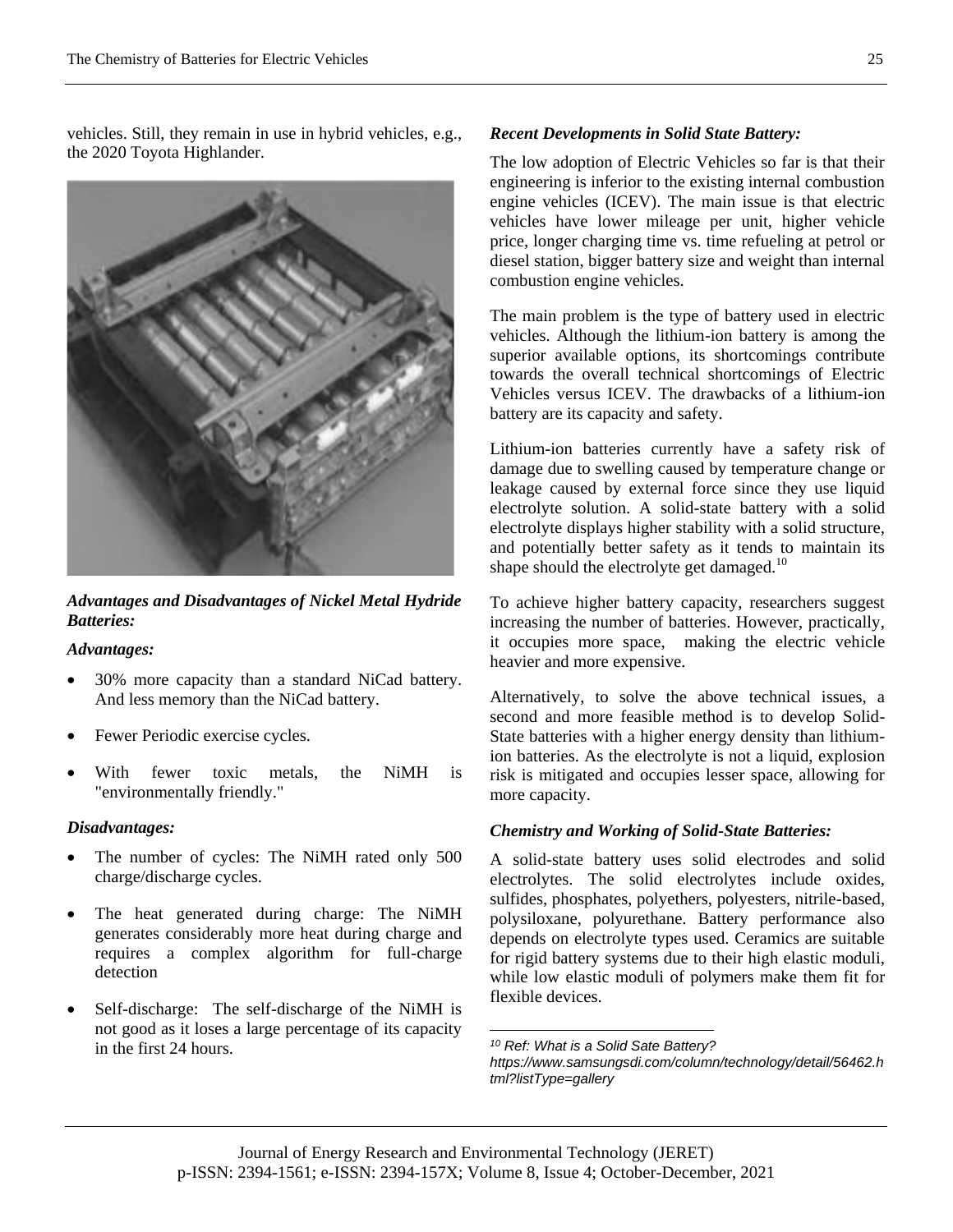vehicles. Still, they remain in use in hybrid vehicles, e.g., the 2020 Toyota Highlander.

***Advantages and Disadvantages of Nickel Metal Hydride Batteries:***

***Advantages:***

- 30% more capacity than a standard NiCad battery. And less memory than the NiCad battery.
- Fewer Periodic exercise cycles.
- With fewer toxic metals, the NiMH is "environmentally friendly."

***Disadvantages:***

- The number of cycles: The NiMH rated only 500 charge/discharge cycles.
- The heat generated during charge: The NiMH generates considerably more heat during charge and requires a complex algorithm for full-charge detection
- Self-discharge: The self-discharge of the NiMH is not good as it loses a large percentage of its capacity in the first 24 hours.

***Recent Developments in Solid State Battery:***

The low adoption of Electric Vehicles so far is that their engineering is inferior to the existing internal combustion engine vehicles (ICEV). The main issue is that electric vehicles have lower mileage per unit, higher vehicle price, longer charging time vs. time refueling at petrol or diesel station, bigger battery size and weight than internal combustion engine vehicles.

The main problem is the type of battery used in electric vehicles. Although the lithium-ion battery is among the superior available options, its shortcomings contribute towards the overall technical shortcomings of Electric Vehicles versus ICEV. The drawbacks of a lithium-ion battery are its capacity and safety.

Lithium-ion batteries currently have a safety risk of damage due to swelling caused by temperature change or leakage caused by external force since they use liquid electrolyte solution. A solid-state battery with a solid electrolyte displays higher stability with a solid structure, and potentially better safety as it tends to maintain its shape should the electrolyte get damaged.[10]

To achieve higher battery capacity, researchers suggest increasing the number of batteries. However, practically, it occupies more space, making the electric vehicle heavier and more expensive.

Alternatively, to solve the above technical issues, a second and more feasible method is to develop Solid-State batteries with a higher energy density than lithium-ion batteries. As the electrolyte is not a liquid, explosion risk is mitigated and occupies lesser space, allowing for more capacity.

***Chemistry and Working of Solid-State Batteries:***

A solid-state battery uses solid electrodes and solid electrolytes. The solid electrolytes include oxides, sulfides, phosphates, polyethers, polyesters, nitrile-based, polysiloxane, polyurethane. Battery performance also depends on electrolyte types used. Ceramics are suitable for rigid battery systems due to their high elastic moduli, while low elastic moduli of polymers make them fit for flexible devices.

---

[10] *Ref: What is a Solid Sate Battery? https://www.samsungsdi.com/column/technology/detail/56462.html?listType=gallery*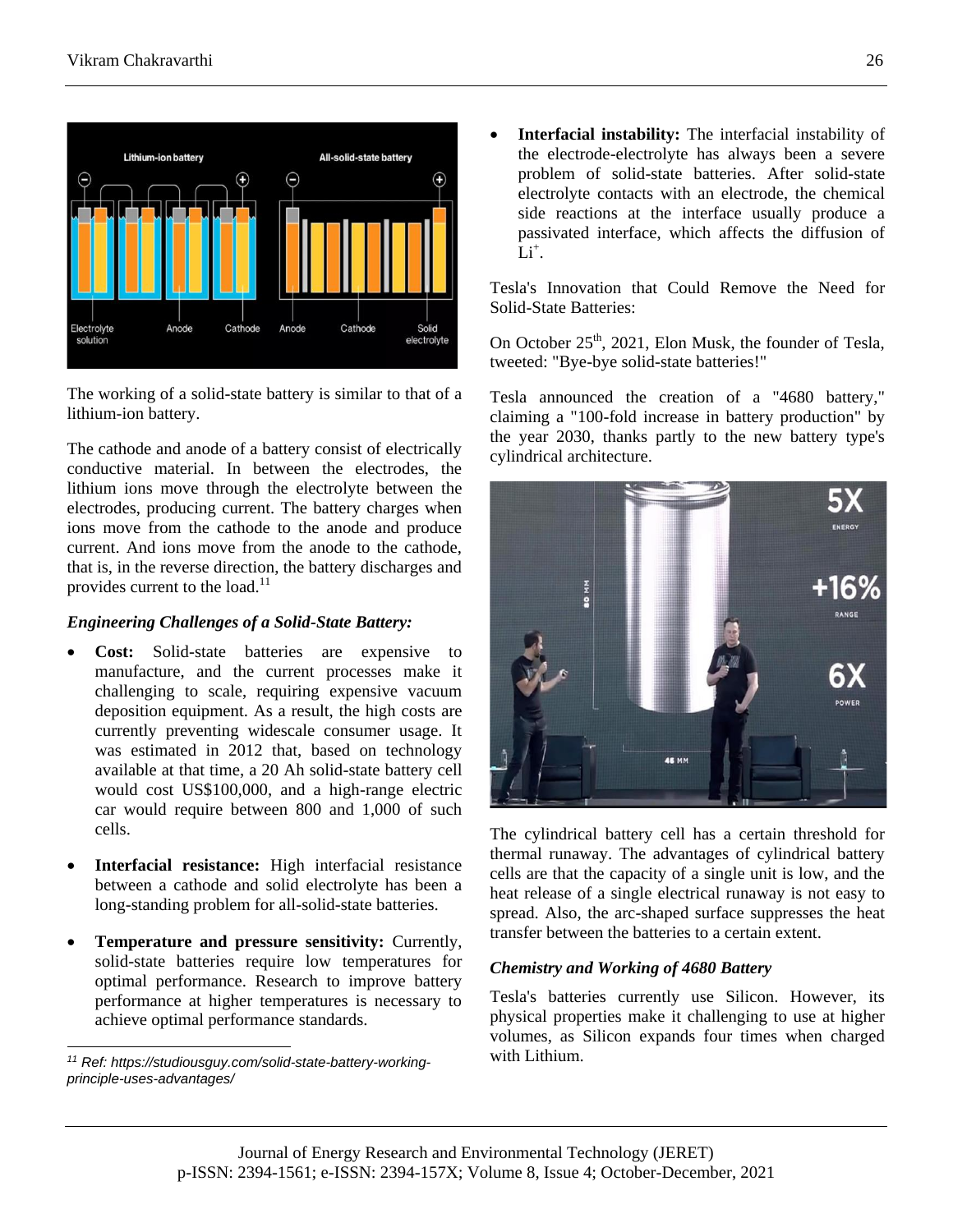The working of a solid-state battery is similar to that of a lithium-ion battery.

The cathode and anode of a battery consist of electrically conductive material. In between the electrodes, the lithium ions move through the electrolyte between the electrodes, producing current. The battery charges when ions move from the cathode to the anode and produce current. And ions move from the anode to the cathode, that is, in the reverse direction, the battery discharges and provides current to the load.[11]

### *Engineering Challenges of a Solid-State Battery:*

- **Cost:** Solid-state batteries are expensive to manufacture, and the current processes make it challenging to scale, requiring expensive vacuum deposition equipment. As a result, the high costs are currently preventing widescale consumer usage. It was estimated in 2012 that, based on technology available at that time, a 20 Ah solid-state battery cell would cost US$100,000, and a high-range electric car would require between 800 and 1,000 of such cells.
- **Interfacial resistance:** High interfacial resistance between a cathode and solid electrolyte has been a long-standing problem for all-solid-state batteries.
- **Temperature and pressure sensitivity:** Currently, solid-state batteries require low temperatures for optimal performance. Research to improve battery performance at higher temperatures is necessary to achieve optimal performance standards.
- **Interfacial instability:** The interfacial instability of the electrode-electrolyte has always been a severe problem of solid-state batteries. After solid-state electrolyte contacts with an electrode, the chemical side reactions at the interface usually produce a passivated interface, which affects the diffusion of $Li^+$.

Tesla's Innovation that Could Remove the Need for Solid-State Batteries:

On October 25th, 2021, Elon Musk, the founder of Tesla, tweeted: "Bye-bye solid-state batteries!"

Tesla announced the creation of a "4680 battery," claiming a "100-fold increase in battery production" by the year 2030, thanks partly to the new battery type's cylindrical architecture.

The cylindrical battery cell has a certain threshold for thermal runaway. The advantages of cylindrical battery cells are that the capacity of a single unit is low, and the heat release of a single electrical runaway is not easy to spread. Also, the arc-shaped surface suppresses the heat transfer between the batteries to a certain extent.

### *Chemistry and Working of 4680 Battery*

Tesla's batteries currently use Silicon. However, its physical properties make it challenging to use at higher volumes, as Silicon expands four times when charged with Lithium.

---

[11] Ref: https://studiousguy.com/solid-state-battery-working-principle-uses-advantages/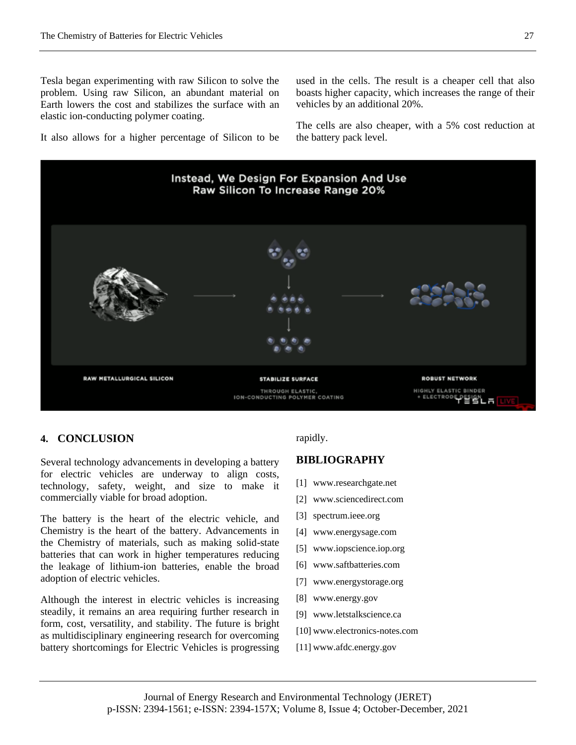Tesla began experimenting with raw Silicon to solve the problem. Using raw Silicon, an abundant material on Earth lowers the cost and stabilizes the surface with an elastic ion-conducting polymer coating.

It also allows for a higher percentage of Silicon to be used in the cells. The result is a cheaper cell that also boasts higher capacity, which increases the range of their vehicles by an additional 20%.

The cells are also cheaper, with a 5% cost reduction at the battery pack level.

## 4. CONCLUSION

Several technology advancements in developing a battery for electric vehicles are underway to align costs, technology, safety, weight, and size to make it commercially viable for broad adoption.

The battery is the heart of the electric vehicle, and Chemistry is the heart of the battery. Advancements in the Chemistry of materials, such as making solid-state batteries that can work in higher temperatures reducing the leakage of lithium-ion batteries, enable the broad adoption of electric vehicles.

Although the interest in electric vehicles is increasing steadily, it remains an area requiring further research in form, cost, versatility, and stability. The future is bright as multidisciplinary engineering research for overcoming battery shortcomings for Electric Vehicles is progressing rapidly.

## BIBLIOGRAPHY

[1] www.researchgate.net

[2] www.sciencedirect.com

[3] spectrum.ieee.org

[4] www.energysage.com

[5] www.iopscience.iop.org

[6] www.saftbatteries.com

[7] www.energystorage.org

[8] www.energy.gov

[9] www.letstalkscience.ca

[10] www.electronics-notes.com

[11] www.afdc.energy.gov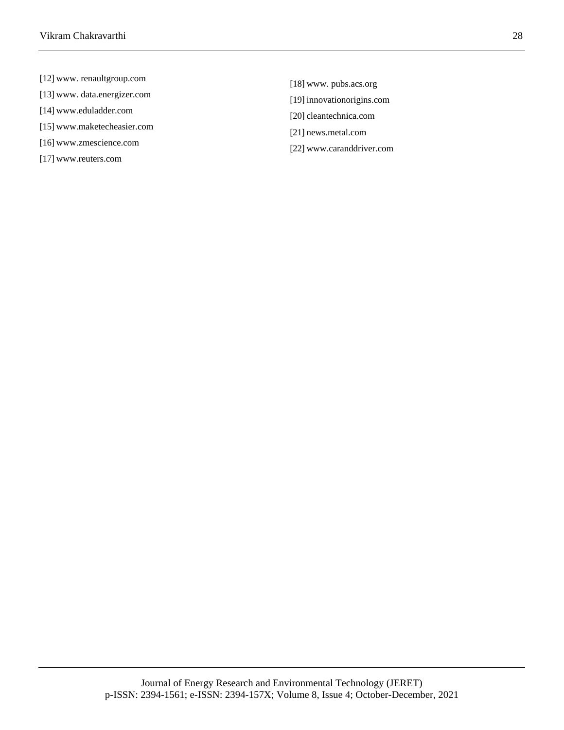[12] www. renaultgroup.com

[13] www. data.energizer.com

[14] www.eduladder.com

[15] www.maketecheasier.com

[16] www.zmescience.com

[17] www.reuters.com

[18] www. pubs.acs.org

[19] innovationorigins.com

[20] cleantechnica.com

[21] news.metal.com

[22] www.caranddriver.com